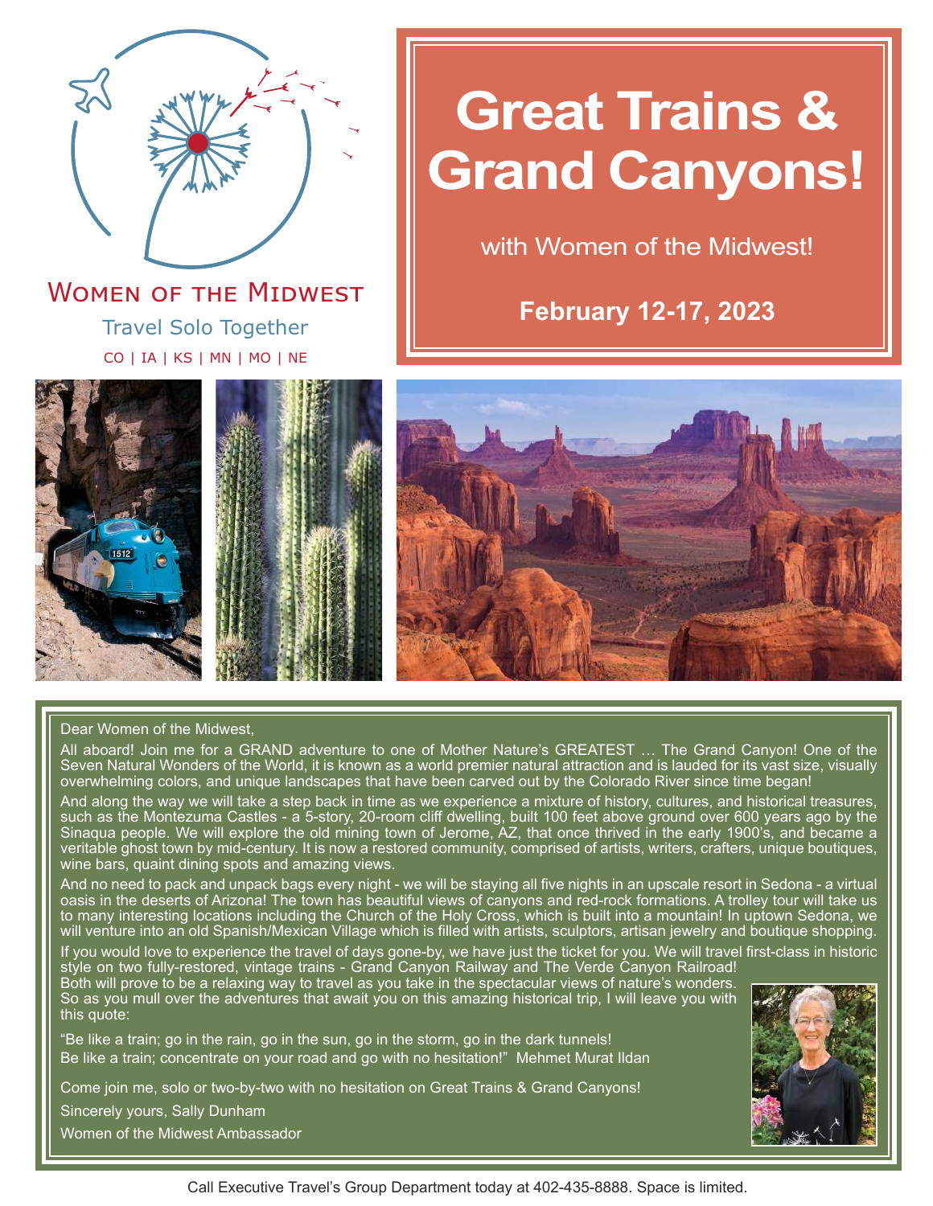Women of the Midwest

Travel Solo Together

CO | IA | KS | MN | MO | NE

# Great Trains & Grand Canyons!

with Women of the Midwest!

**February 12-17, 2023**

Dear Women of the Midwest,

All aboard! Join me for a GRAND adventure to one of Mother Nature's GREATEST … The Grand Canyon! One of the Seven Natural Wonders of the World, it is known as a world premier natural attraction and is lauded for its vast size, visually overwhelming colors, and unique landscapes that have been carved out by the Colorado River since time began!

And along the way we will take a step back in time as we experience a mixture of history, cultures, and historical treasures, such as the Montezuma Castles - a 5-story, 20-room cliff dwelling, built 100 feet above ground over 600 years ago by the Sinaqua people. We will explore the old mining town of Jerome, AZ, that once thrived in the early 1900's, and became a veritable ghost town by mid-century. It is now a restored community, comprised of artists, writers, crafters, unique boutiques, wine bars, quaint dining spots and amazing views.

And no need to pack and unpack bags every night - we will be staying all five nights in an upscale resort in Sedona - a virtual oasis in the deserts of Arizona! The town has beautiful views of canyons and red-rock formations. A trolley tour will take us to many interesting locations including the Church of the Holy Cross, which is built into a mountain! In uptown Sedona, we will venture into an old Spanish/Mexican Village which is filled with artists, sculptors, artisan jewelry and boutique shopping.

If you would love to experience the travel of days gone-by, we have just the ticket for you. We will travel first-class in historic style on two fully-restored, vintage trains - Grand Canyon Railway and The Verde Canyon Railroad! Both will prove to be a relaxing way to travel as you take in the spectacular views of nature's wonders. So as you mull over the adventures that await you on this amazing historical trip, I will leave you with this quote:

"Be like a train; go in the rain, go in the sun, go in the storm, go in the dark tunnels!
Be like a train; concentrate on your road and go with no hesitation!" Mehmet Murat Ildan

Come join me, solo or two-by-two with no hesitation on Great Trains & Grand Canyons!

Sincerely yours, Sally Dunham

Women of the Midwest Ambassador

Call Executive Travel's Group Department today at 402-435-8888. Space is limited.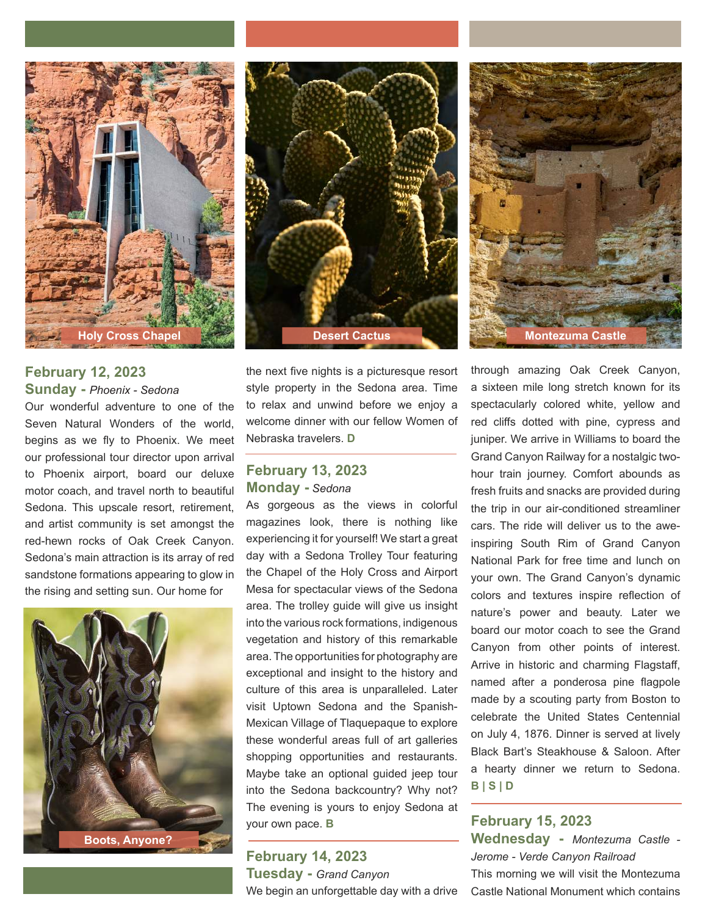Holy Cross Chapel

Desert Cactus

Montezuma Castle

### February 12, 2023
**Sunday -** *Phoenix - Sedona*

Our wonderful adventure to one of the Seven Natural Wonders of the world, begins as we fly to Phoenix. We meet our professional tour director upon arrival to Phoenix airport, board our deluxe motor coach, and travel north to beautiful Sedona. This upscale resort, retirement, and artist community is set amongst the red-hewn rocks of Oak Creek Canyon. Sedona's main attraction is its array of red sandstone formations appearing to glow in the rising and setting sun. Our home for the next five nights is a picturesque resort style property in the Sedona area. Time to relax and unwind before we enjoy a welcome dinner with our fellow Women of Nebraska travelers. **D**

Boots, Anyone?

### February 13, 2023
**Monday -** *Sedona*

As gorgeous as the views in colorful magazines look, there is nothing like experiencing it for yourself! We start a great day with a Sedona Trolley Tour featuring the Chapel of the Holy Cross and Airport Mesa for spectacular views of the Sedona area. The trolley guide will give us insight into the various rock formations, indigenous vegetation and history of this remarkable area. The opportunities for photography are exceptional and insight to the history and culture of this area is unparalleled. Later visit Uptown Sedona and the Spanish-Mexican Village of Tlaquepaque to explore these wonderful areas full of art galleries shopping opportunities and restaurants. Maybe take an optional guided jeep tour into the Sedona backcountry? Why not? The evening is yours to enjoy Sedona at your own pace. **B**

### February 14, 2023
**Tuesday -** *Grand Canyon*

We begin an unforgettable day with a drive through amazing Oak Creek Canyon, a sixteen mile long stretch known for its spectacularly colored white, yellow and red cliffs dotted with pine, cypress and juniper. We arrive in Williams to board the Grand Canyon Railway for a nostalgic two-hour train journey. Comfort abounds as fresh fruits and snacks are provided during the trip in our air-conditioned streamliner cars. The ride will deliver us to the awe-inspiring South Rim of Grand Canyon National Park for free time and lunch on your own. The Grand Canyon's dynamic colors and textures inspire reflection of nature's power and beauty. Later we board our motor coach to see the Grand Canyon from other points of interest. Arrive in historic and charming Flagstaff, named after a ponderosa pine flagpole made by a scouting party from Boston to celebrate the United States Centennial on July 4, 1876. Dinner is served at lively Black Bart's Steakhouse & Saloon. After a hearty dinner we return to Sedona. **B | S | D**

### February 15, 2023
**Wednesday -** *Montezuma Castle - Jerome - Verde Canyon Railroad*

This morning we will visit the Montezuma Castle National Monument which contains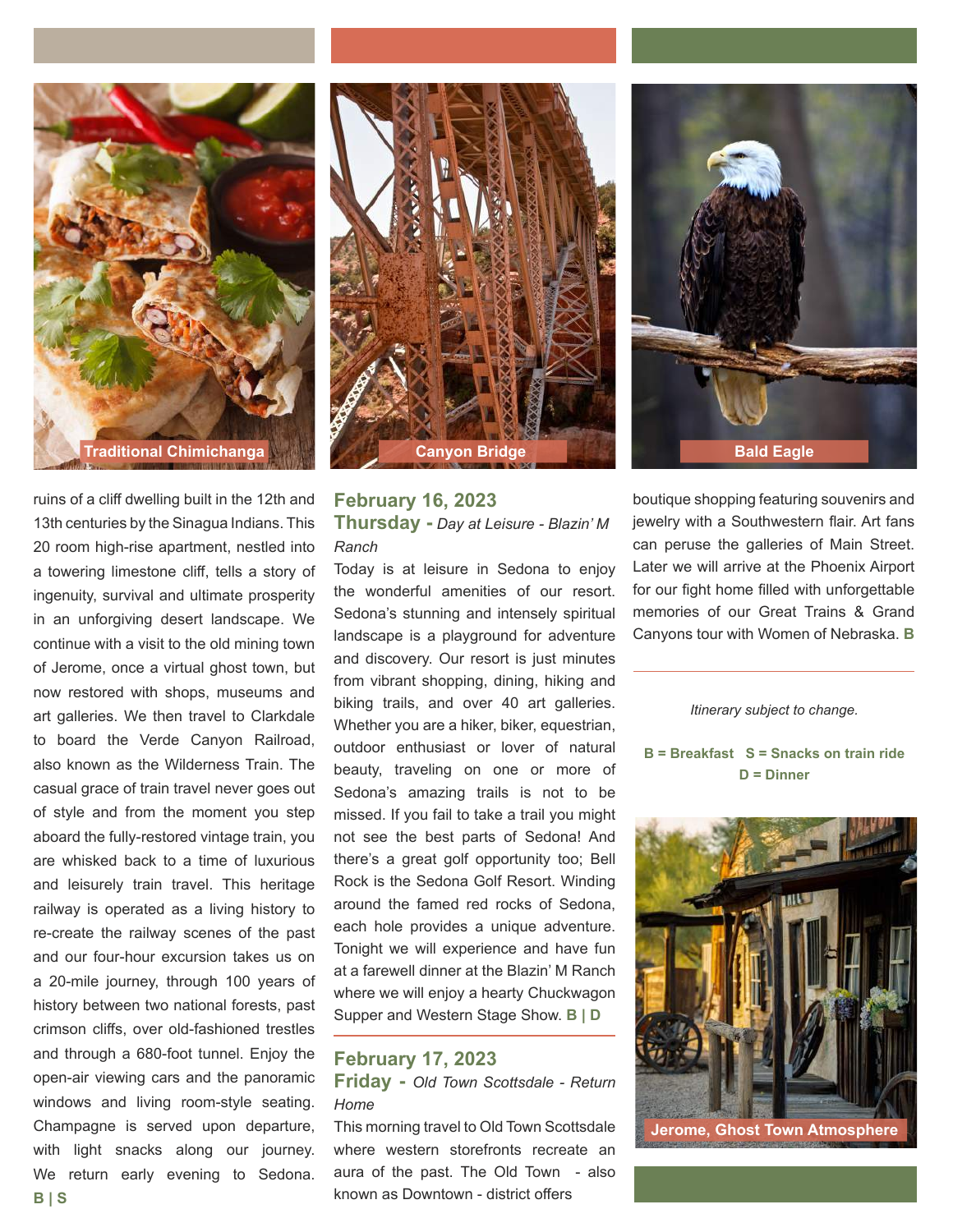Traditional Chimichanga

Canyon Bridge

Bald Eagle

ruins of a cliff dwelling built in the 12th and 13th centuries by the Sinagua Indians. This 20 room high-rise apartment, nestled into a towering limestone cliff, tells a story of ingenuity, survival and ultimate prosperity in an unforgiving desert landscape. We continue with a visit to the old mining town of Jerome, once a virtual ghost town, but now restored with shops, museums and art galleries. We then travel to Clarkdale to board the Verde Canyon Railroad, also known as the Wilderness Train. The casual grace of train travel never goes out of style and from the moment you step aboard the fully-restored vintage train, you are whisked back to a time of luxurious and leisurely train travel. This heritage railway is operated as a living history to re-create the railway scenes of the past and our four-hour excursion takes us on a 20-mile journey, through 100 years of history between two national forests, past crimson cliffs, over old-fashioned trestles and through a 680-foot tunnel. Enjoy the open-air viewing cars and the panoramic windows and living room-style seating. Champagne is served upon departure, with light snacks along our journey. We return early evening to Sedona. **B | S**

## February 16, 2023

### Thursday - *Day at Leisure - Blazin' M Ranch*

Today is at leisure in Sedona to enjoy the wonderful amenities of our resort. Sedona's stunning and intensely spiritual landscape is a playground for adventure and discovery. Our resort is just minutes from vibrant shopping, dining, hiking and biking trails, and over 40 art galleries. Whether you are a hiker, biker, equestrian, outdoor enthusiast or lover of natural beauty, traveling on one or more of Sedona's amazing trails is not to be missed. If you fail to take a trail you might not see the best parts of Sedona! And there's a great golf opportunity too; Bell Rock is the Sedona Golf Resort. Winding around the famed red rocks of Sedona, each hole provides a unique adventure. Tonight we will experience and have fun at a farewell dinner at the Blazin' M Ranch where we will enjoy a hearty Chuckwagon Supper and Western Stage Show. **B | D**

## February 17, 2023

### Friday - *Old Town Scottsdale - Return Home*

This morning travel to Old Town Scottsdale where western storefronts recreate an aura of the past. The Old Town - also known as Downtown - district offers boutique shopping featuring souvenirs and jewelry with a Southwestern flair. Art fans can peruse the galleries of Main Street. Later we will arrive at the Phoenix Airport for our fight home filled with unforgettable memories of our Great Trains & Grand Canyons tour with Women of Nebraska. **B**

---

*Itinerary subject to change.*

**B = Breakfast S = Snacks on train ride D = Dinner**

Jerome, Ghost Town Atmosphere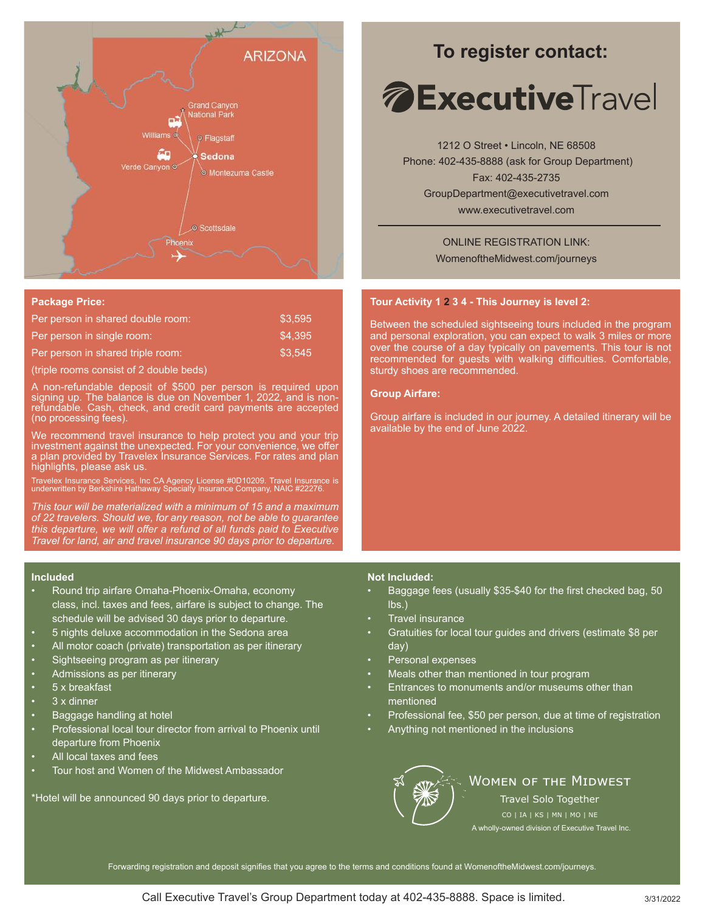ARIZONA

Grand Canyon National Park
Williams
Flagstaff
Sedona
Verde Canyon
Montezuma Castle
Scottsdale
Phoenix

## To register contact:

**ExecutiveTravel**

1212 O Street • Lincoln, NE 68508
Phone: 402-435-8888 (ask for Group Department)
Fax: 402-435-2735
GroupDepartment@executivetravel.com
www.executivetravel.com

ONLINE REGISTRATION LINK:
WomenoftheMidwest.com/journeys

### Package Price:

| | |
|---|---|
| Per person in shared double room: | $3,595 |
| Per person in single room: | $4,395 |
| Per person in shared triple room: | $3,545 |

(triple rooms consist of 2 double beds)

A non-refundable deposit of $500 per person is required upon signing up. The balance is due on November 1, 2022, and is non-refundable. Cash, check, and credit card payments are accepted (no processing fees).

We recommend travel insurance to help protect you and your trip investment against the unexpected. For your convenience, we offer a plan provided by Travelex Insurance Services. For rates and plan highlights, please ask us.

Travelex Insurance Services, Inc CA Agency License #0D10209. Travel Insurance is underwritten by Berkshire Hathaway Specialty Insurance Company, NAIC #22276.

*This tour will be materialized with a minimum of 15 and a maximum of 22 travelers. Should we, for any reason, not be able to guarantee this departure, we will offer a refund of all funds paid to Executive Travel for land, air and travel insurance 90 days prior to departure.*

### Tour Activity 1 2 3 4 - This Journey is level 2:

Between the scheduled sightseeing tours included in the program and personal exploration, you can expect to walk 3 miles or more over the course of a day typically on pavements. This tour is not recommended for guests with walking difficulties. Comfortable, sturdy shoes are recommended.

### Group Airfare:

Group airfare is included in our journey. A detailed itinerary will be available by the end of June 2022.

### Included

- Round trip airfare Omaha-Phoenix-Omaha, economy class, incl. taxes and fees, airfare is subject to change. The schedule will be advised 30 days prior to departure.
- 5 nights deluxe accommodation in the Sedona area
- All motor coach (private) transportation as per itinerary
- Sightseeing program as per itinerary
- Admissions as per itinerary
- 5 x breakfast
- 3 x dinner
- Baggage handling at hotel
- Professional local tour director from arrival to Phoenix until departure from Phoenix
- All local taxes and fees
- Tour host and Women of the Midwest Ambassador

*Hotel will be announced 90 days prior to departure.

### Not Included:

- Baggage fees (usually $35-$40 for the first checked bag, 50 lbs.)
- Travel insurance
- Gratuities for local tour guides and drivers (estimate $8 per day)
- Personal expenses
- Meals other than mentioned in tour program
- Entrances to monuments and/or museums other than mentioned
- Professional fee, $50 per person, due at time of registration
- Anything not mentioned in the inclusions

WOMEN OF THE MIDWEST
Travel Solo Together
CO | IA | KS | MN | MO | NE
A wholly-owned division of Executive Travel Inc.

Forwarding registration and deposit signifies that you agree to the terms and conditions found at WomenoftheMidwest.com/journeys.

Call Executive Travel's Group Department today at 402-435-8888. Space is limited.

3/31/2022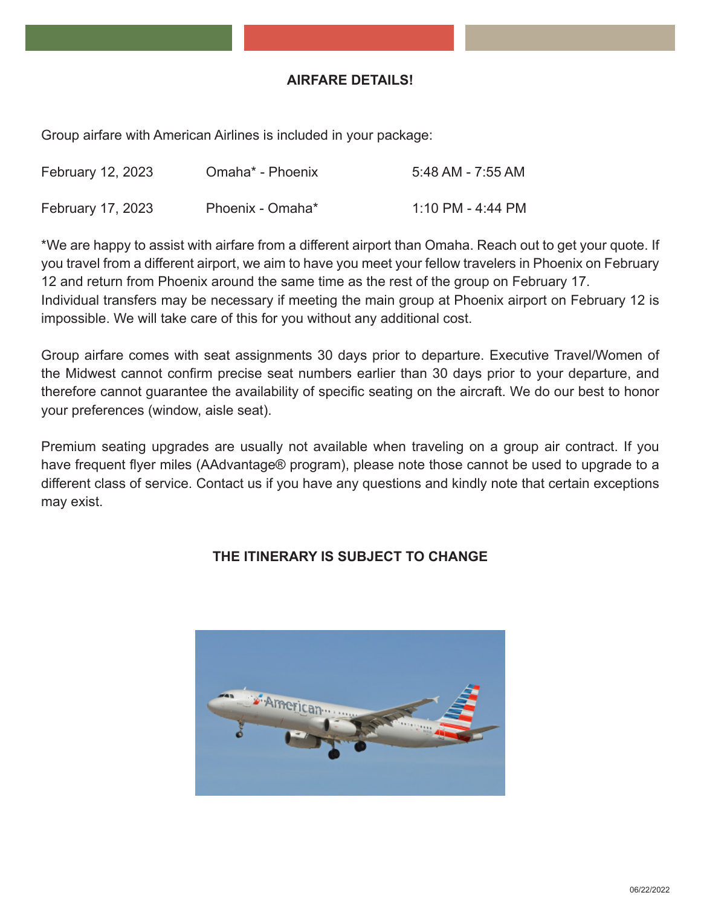## AIRFARE DETAILS!

Group airfare with American Airlines is included in your package:

| | | |
|---|---|---|
| February 12, 2023 | Omaha* - Phoenix | 5:48 AM - 7:55 AM |
| February 17, 2023 | Phoenix - Omaha* | 1:10 PM - 4:44 PM |

*We are happy to assist with airfare from a different airport than Omaha. Reach out to get your quote. If you travel from a different airport, we aim to have you meet your fellow travelers in Phoenix on February 12 and return from Phoenix around the same time as the rest of the group on February 17.
Individual transfers may be necessary if meeting the main group at Phoenix airport on February 12 is impossible. We will take care of this for you without any additional cost.

Group airfare comes with seat assignments 30 days prior to departure. Executive Travel/Women of the Midwest cannot confirm precise seat numbers earlier than 30 days prior to your departure, and therefore cannot guarantee the availability of specific seating on the aircraft. We do our best to honor your preferences (window, aisle seat).

Premium seating upgrades are usually not available when traveling on a group air contract. If you have frequent flyer miles (AAdvantage® program), please note those cannot be used to upgrade to a different class of service. Contact us if you have any questions and kindly note that certain exceptions may exist.

**THE ITINERARY IS SUBJECT TO CHANGE**

06/22/2022